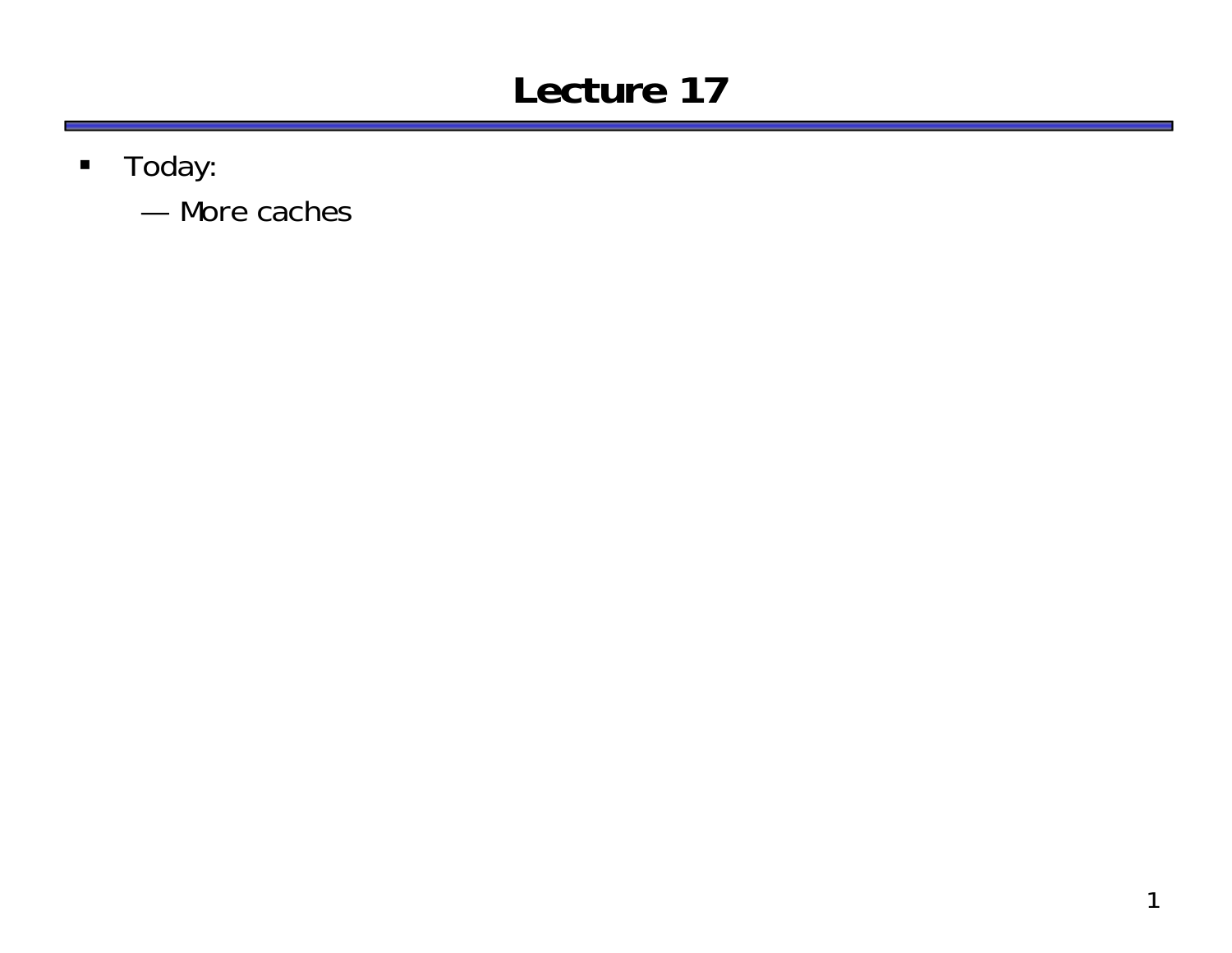# Lecture 17

- Today:
  - More caches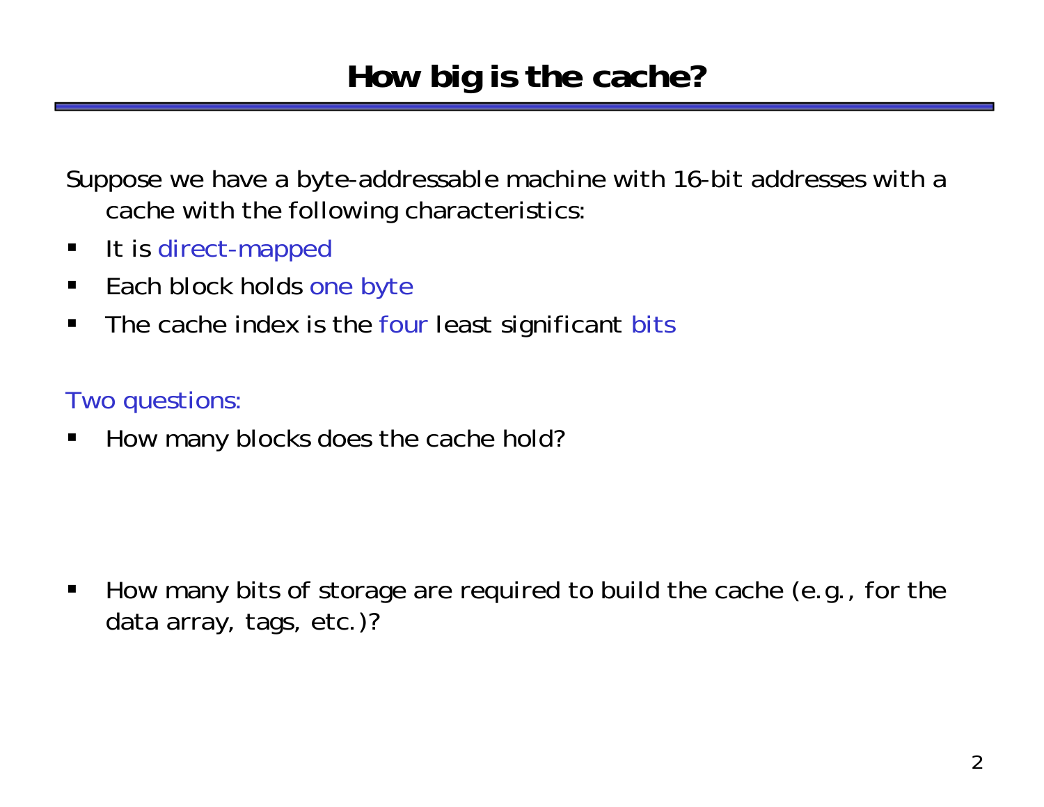# How big is the cache?

Suppose we have a byte-addressable machine with 16-bit addresses with a cache with the following characteristics:

- It is direct-mapped
- Each block holds one byte
- The cache index is the four least significant bits

Two questions:

- How many blocks does the cache hold?

- How many bits of storage are required to build the cache (e.g., for the data array, tags, etc.)?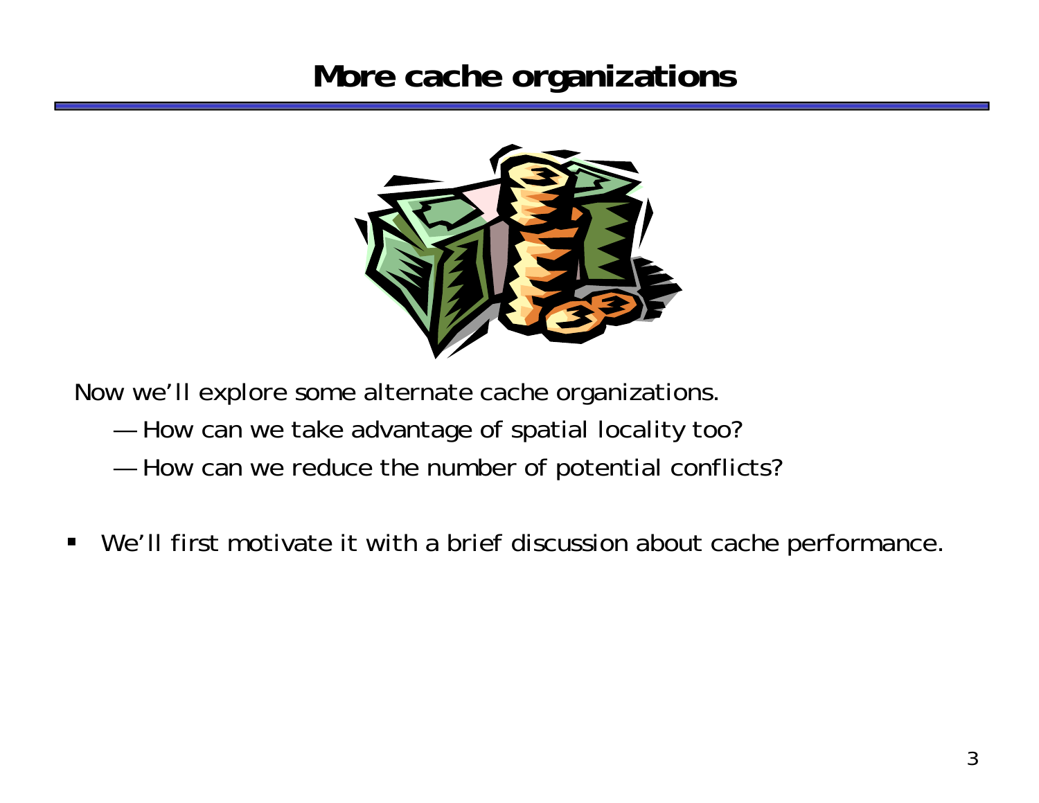# More cache organizations

Now we'll explore some alternate cache organizations.

- How can we take advantage of spatial locality too?
- How can we reduce the number of potential conflicts?

- We'll first motivate it with a brief discussion about cache performance.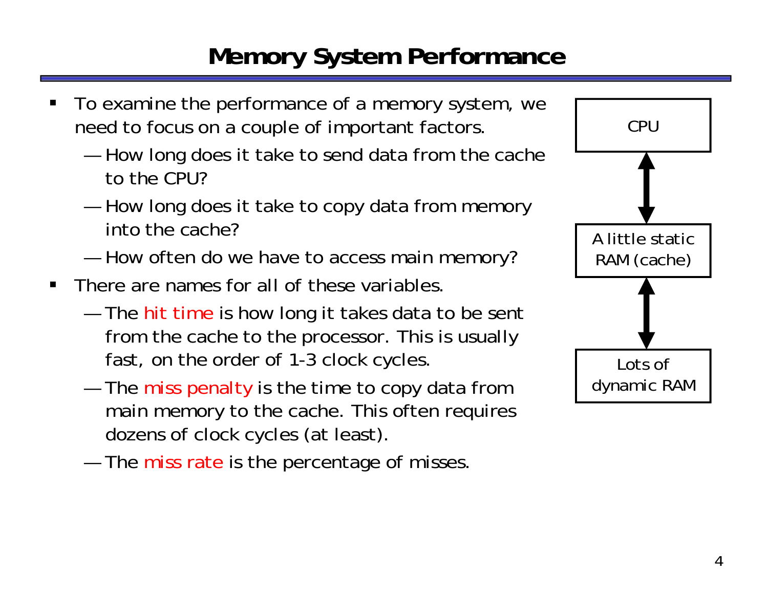# Memory System Performance

- To examine the performance of a memory system, we need to focus on a couple of important factors.
  - How long does it take to send data from the cache to the CPU?
  - How long does it take to copy data from memory into the cache?
  - How often do we have to access main memory?
- There are names for all of these variables.
  - The hit time is how long it takes data to be sent from the cache to the processor. This is usually fast, on the order of 1-3 clock cycles.
  - The miss penalty is the time to copy data from main memory to the cache. This often requires dozens of clock cycles (at least).
  - The miss rate is the percentage of misses.

CPU

A little static RAM (cache)

Lots of dynamic RAM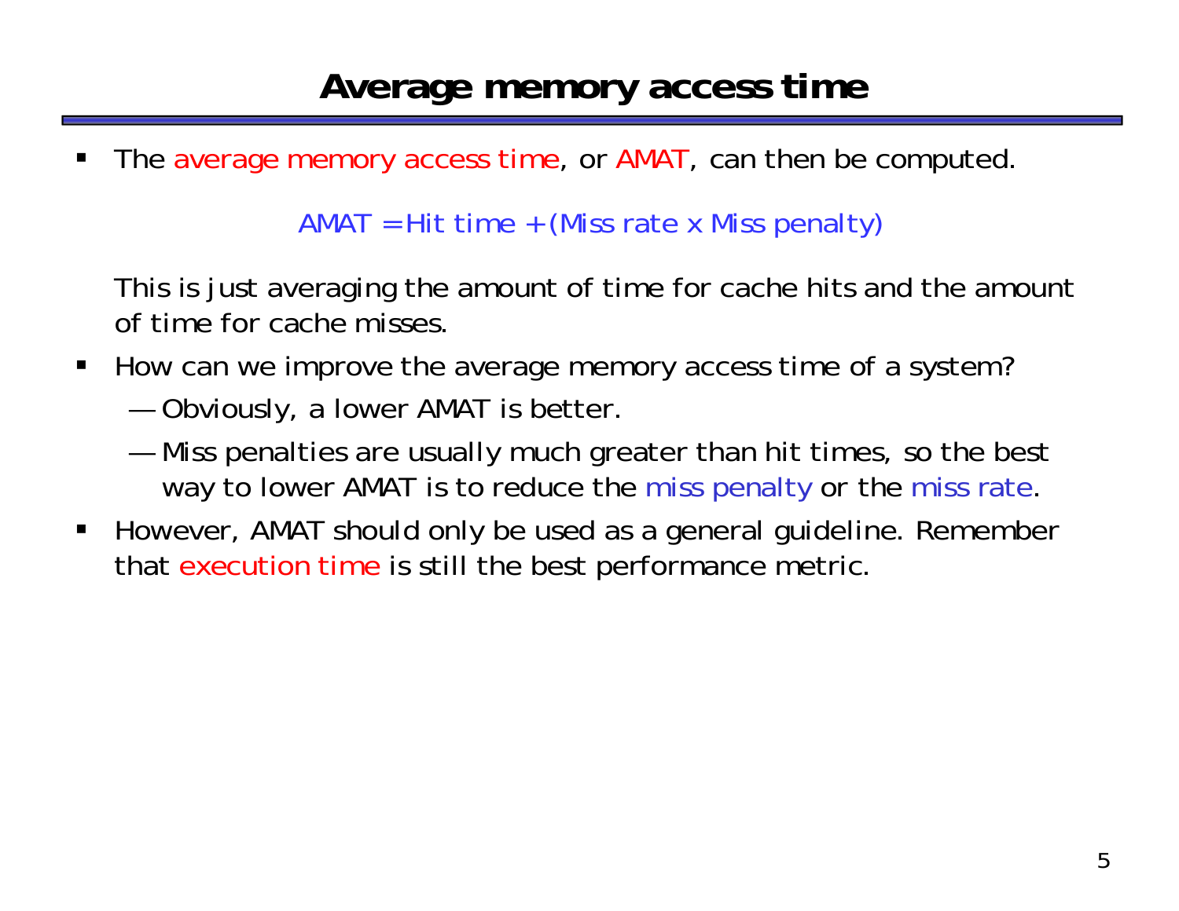# Average memory access time

- The average memory access time, or AMAT, can then be computed.

$$\text{AMAT} = \text{Hit time} + (\text{Miss rate} \times \text{Miss penalty})$$

  This is just averaging the amount of time for cache hits and the amount of time for cache misses.

- How can we improve the average memory access time of a system?
  - Obviously, a lower AMAT is better.
  - Miss penalties are usually much greater than hit times, so the best way to lower AMAT is to reduce the miss penalty or the miss rate.
- However, AMAT should only be used as a general guideline. Remember that execution time is still the best performance metric.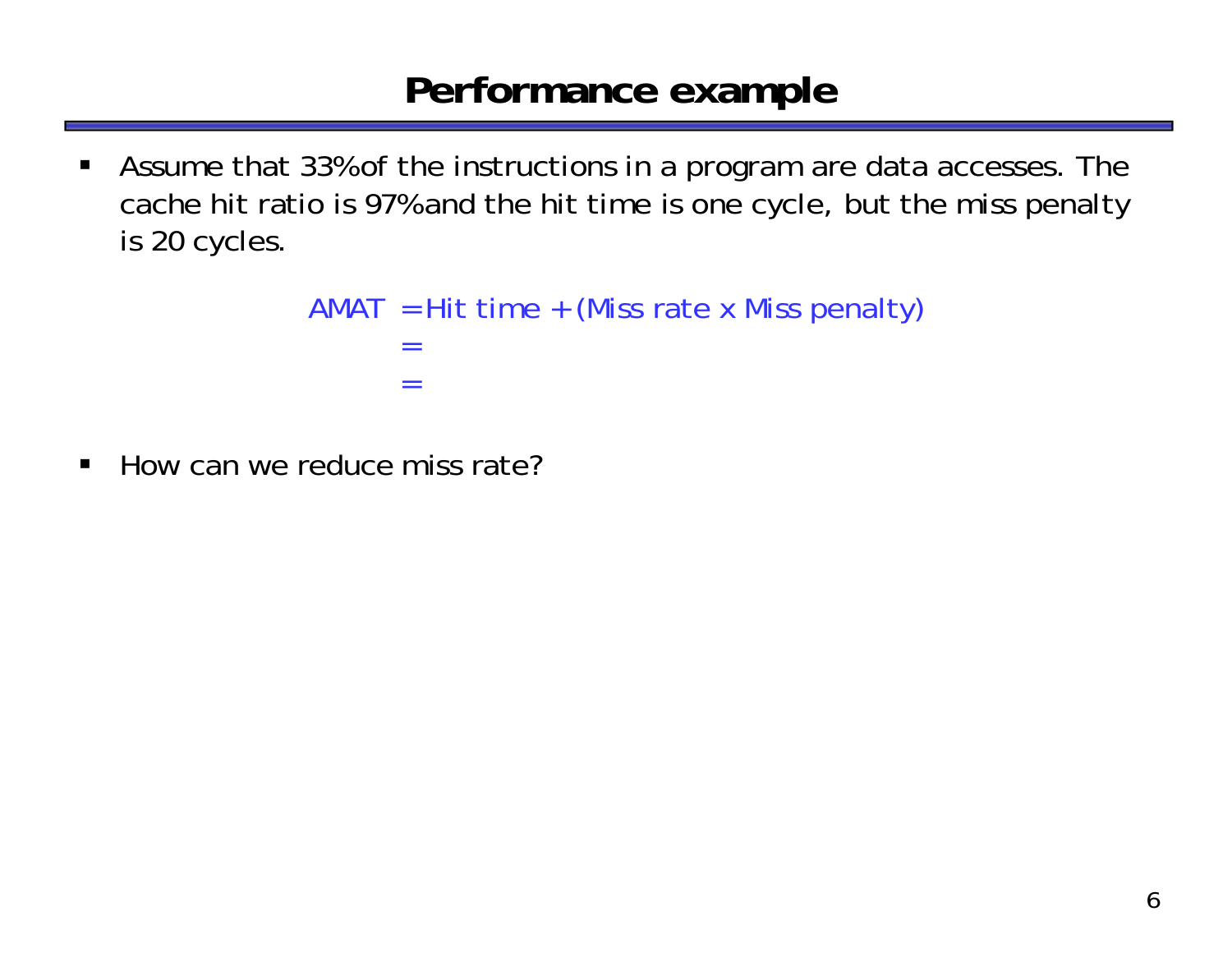# Performance example

- Assume that 33% of the instructions in a program are data accesses. The cache hit ratio is 97% and the hit time is one cycle, but the miss penalty is 20 cycles.

$$
\begin{aligned}
\text{AMAT} &= \text{Hit time} + (\text{Miss rate} \times \text{Miss penalty}) \\
&= \\
&=
\end{aligned}
$$

- How can we reduce miss rate?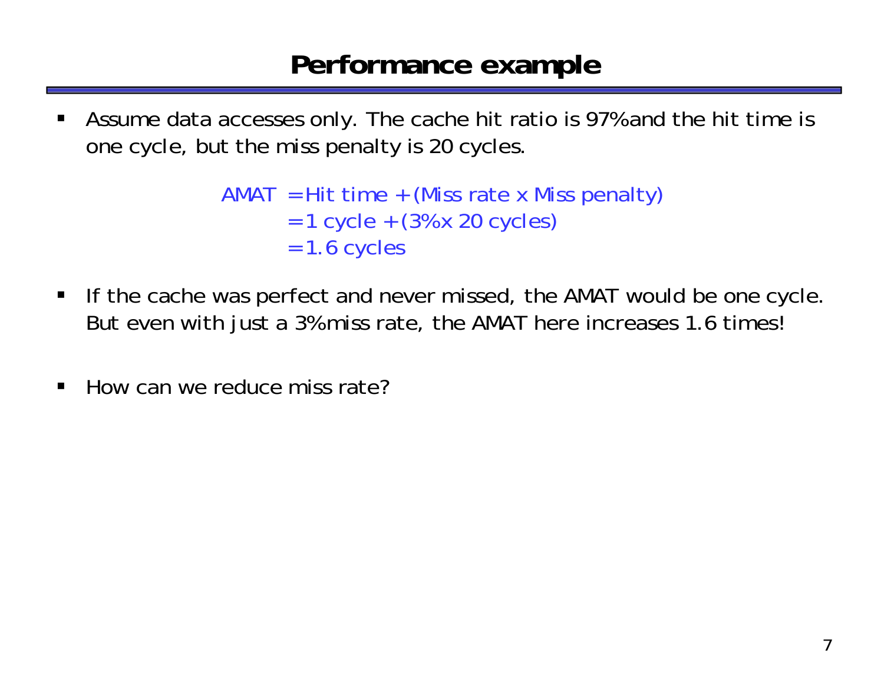# Performance example

- Assume data accesses only. The cache hit ratio is 97% and the hit time is one cycle, but the miss penalty is 20 cycles.

$$
\begin{aligned}
\text{AMAT} &= \text{Hit time} + (\text{Miss rate} \times \text{Miss penalty}) \\
&= 1 \text{ cycle} + (3\% \times 20 \text{ cycles}) \\
&= 1.6 \text{ cycles}
\end{aligned}
$$

- If the cache was perfect and never missed, the AMAT would be one cycle. But even with just a 3% miss rate, the AMAT here increases 1.6 times!

- How can we reduce miss rate?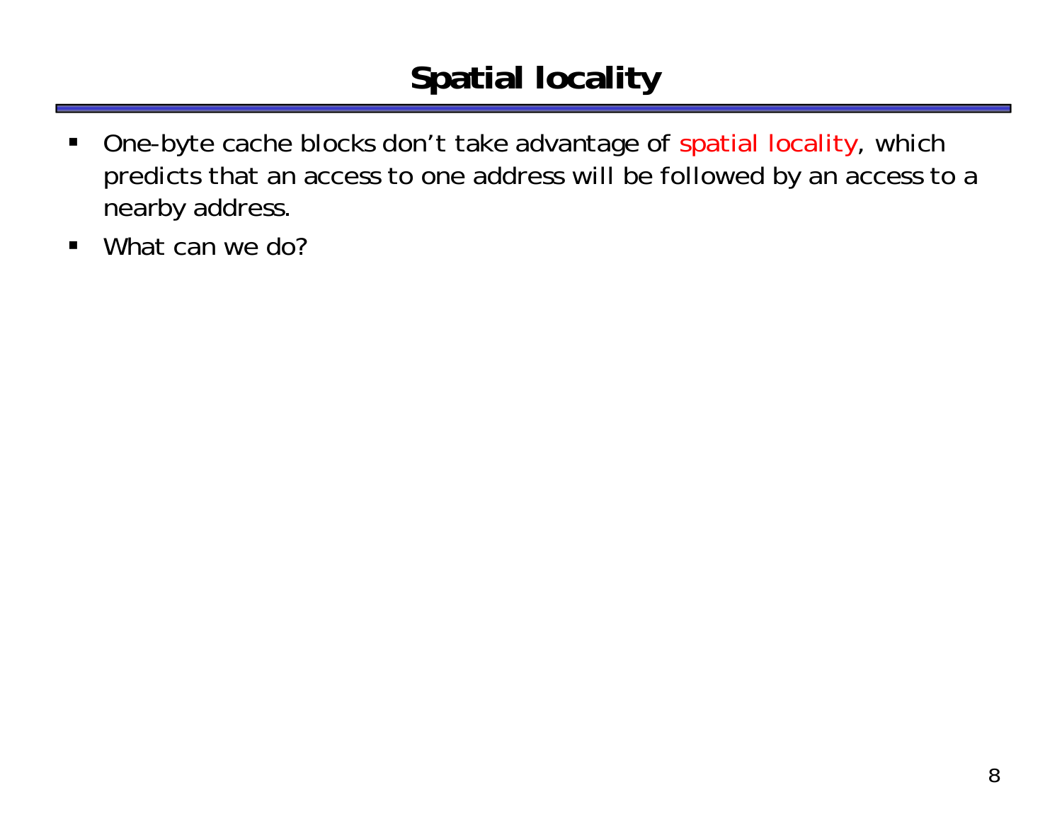# Spatial locality

- One-byte cache blocks don't take advantage of spatial locality, which predicts that an access to one address will be followed by an access to a nearby address.
- What can we do?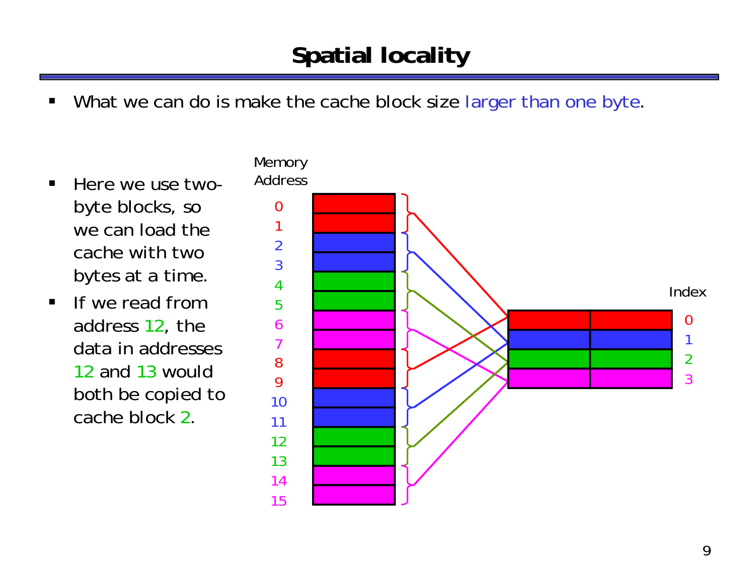# Spatial locality

- What we can do is make the cache block size larger than one byte.

- Here we use two-byte blocks, so we can load the cache with two bytes at a time.
- If we read from address 12, the data in addresses 12 and 13 would both be copied to cache block 2.

Memory Address

0
1
2
3
4
5
6
7
8
9
10
11
12
13
14
15

Index

0
1
2
3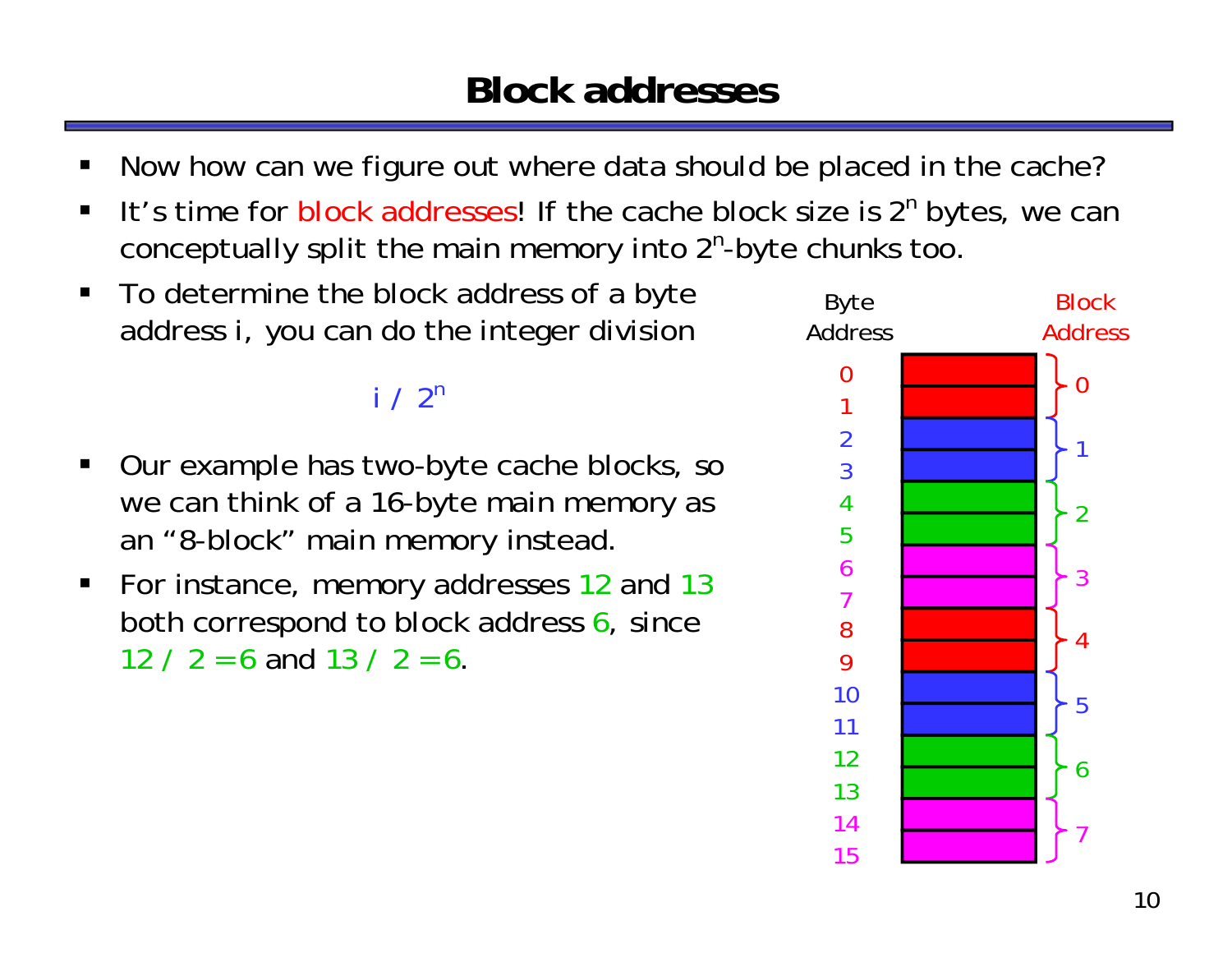# Block addresses

- Now how can we figure out where data should be placed in the cache?
- It's time for block addresses! If the cache block size is $2^n$ bytes, we can conceptually split the main memory into $2^n$-byte chunks too.
- To determine the block address of a byte address i, you can do the integer division

$$i \ / \ 2^n$$

- Our example has two-byte cache blocks, so we can think of a 16-byte main memory as an "8-block" main memory instead.
- For instance, memory addresses 12 and 13 both correspond to block address 6, since 12 / 2 = 6 and 13 / 2 = 6.

| Byte Address | Block Address |
|---|---|
| 0 | 0 |
| 1 | 0 |
| 2 | 1 |
| 3 | 1 |
| 4 | 2 |
| 5 | 2 |
| 6 | 3 |
| 7 | 3 |
| 8 | 4 |
| 9 | 4 |
| 10 | 5 |
| 11 | 5 |
| 12 | 6 |
| 13 | 6 |
| 14 | 7 |
| 15 | 7 |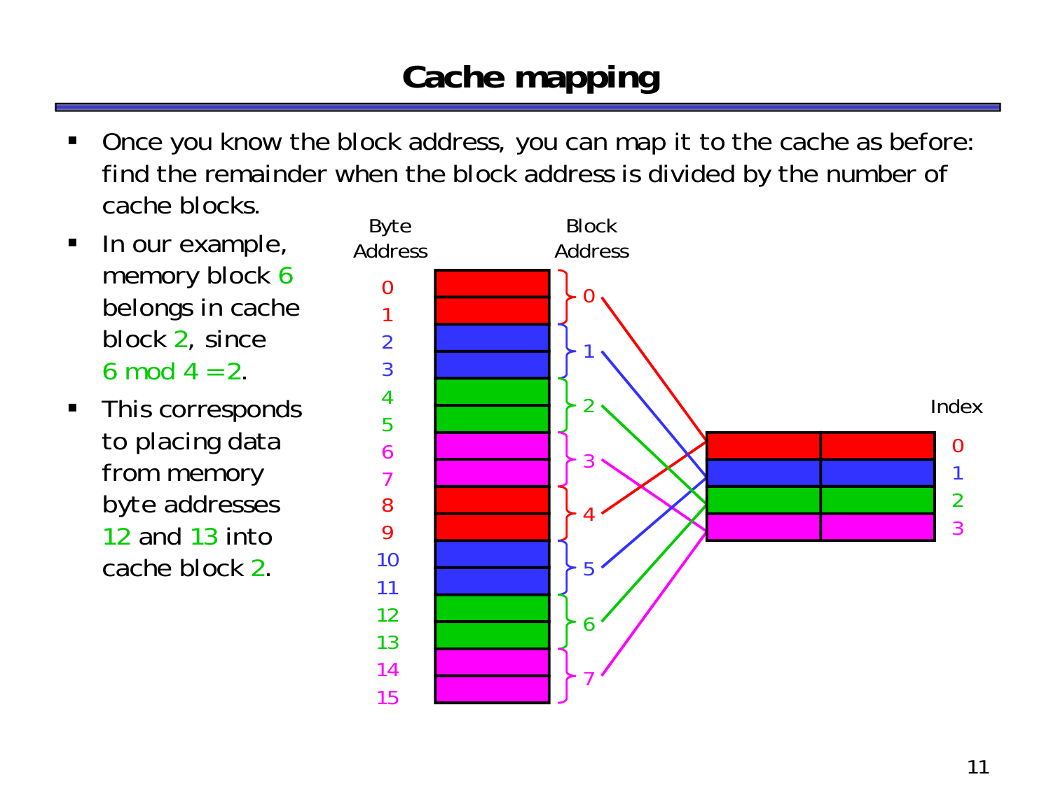# Cache mapping

- Once you know the block address, you can map it to the cache as before: find the remainder when the block address is divided by the number of cache blocks.
- In our example, memory block 6 belongs in cache block 2, since 6 mod 4 = 2.
- This corresponds to placing data from memory byte addresses 12 and 13 into cache block 2.

Byte Address | Block Address | Index

| Byte Address | Block Address | Index |
|---|---|---|
| 0, 1 | 0 | 0 |
| 2, 3 | 1 | 1 |
| 4, 5 | 2 | 2 |
| 6, 7 | 3 | 3 |
| 8, 9 | 4 | 0 |
| 10, 11 | 5 | 1 |
| 12, 13 | 6 | 2 |
| 14, 15 | 7 | 3 |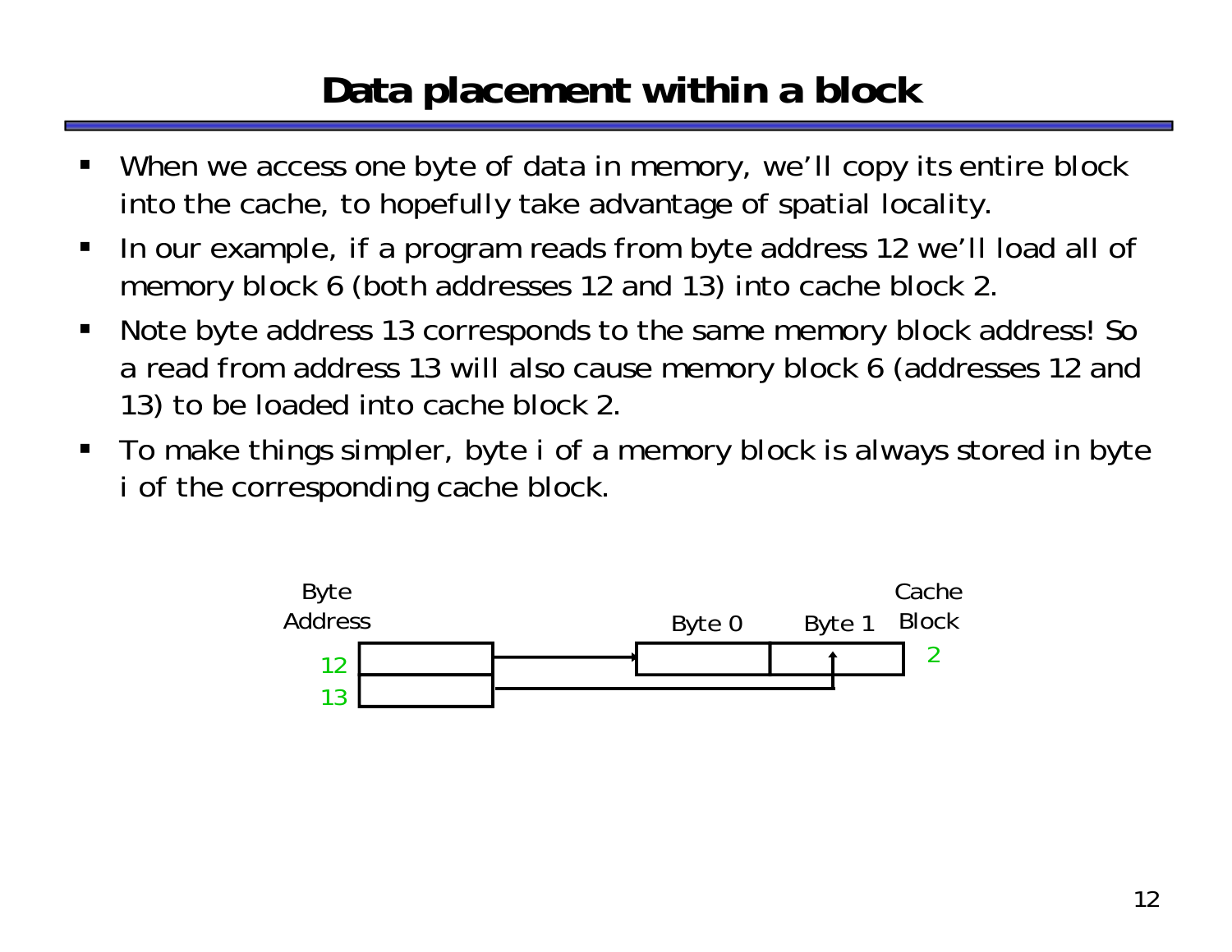# Data placement within a block

- When we access one byte of data in memory, we'll copy its entire block into the cache, to hopefully take advantage of spatial locality.
- In our example, if a program reads from byte address 12 we'll load all of memory block 6 (both addresses 12 and 13) into cache block 2.
- Note byte address 13 corresponds to the same memory block address! So a read from address 13 will also cause memory block 6 (addresses 12 and 13) to be loaded into cache block 2.
- To make things simpler, byte i of a memory block is always stored in byte i of the corresponding cache block.

Byte Address | Byte 0 | Byte 1 | Cache Block

12 → Byte 0, 13 → Byte 1, Cache Block 2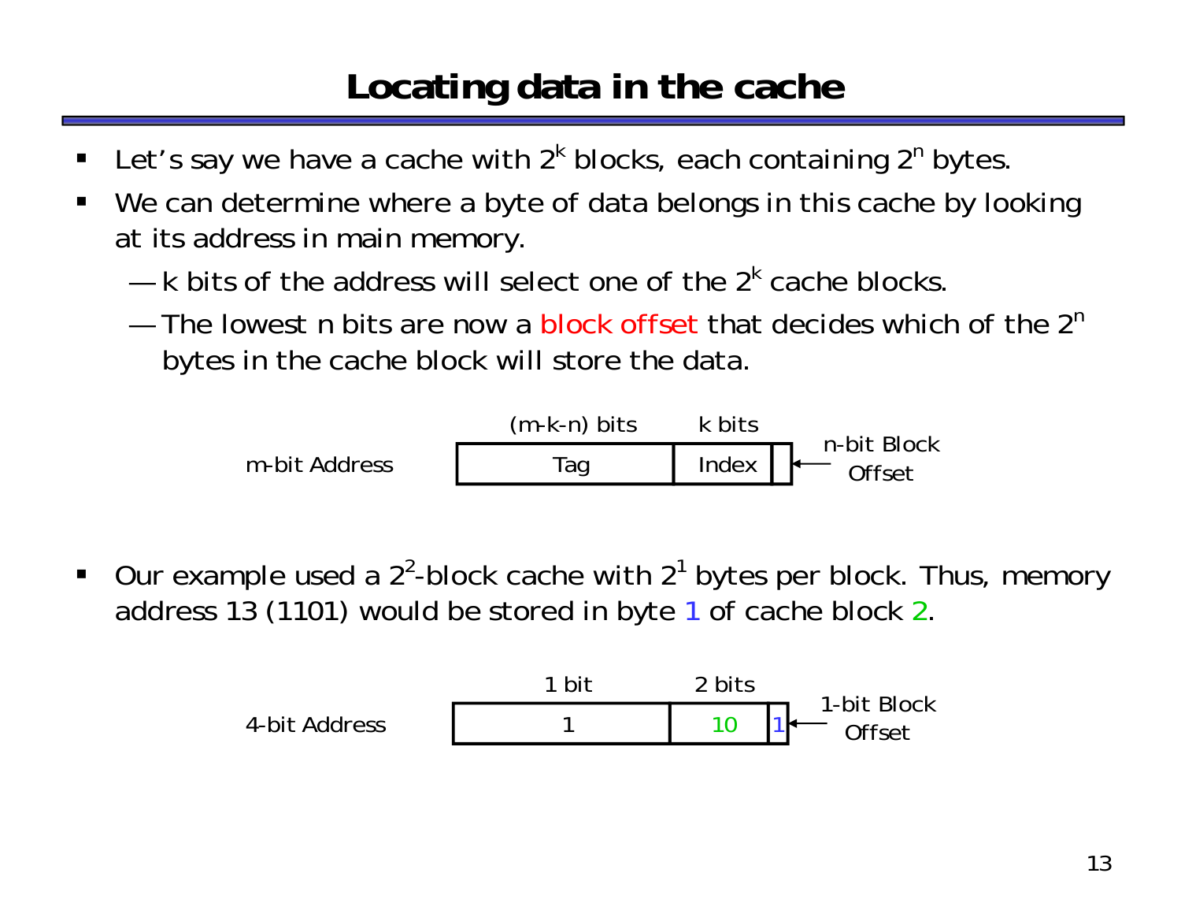# Locating data in the cache

- Let's say we have a cache with $2^k$ blocks, each containing $2^n$ bytes.
- We can determine where a byte of data belongs in this cache by looking at its address in main memory.
  - k bits of the address will select one of the $2^k$ cache blocks.
  - The lowest n bits are now a block offset that decides which of the $2^n$ bytes in the cache block will store the data.

| m-bit Address | Tag | Index | n-bit Block Offset |
|---|---|---|---|
| | (m-k-n) bits | k bits | |

- Our example used a $2^2$-block cache with $2^1$ bytes per block. Thus, memory address 13 (1101) would be stored in byte 1 of cache block 2.

| 4-bit Address | 1 bit | 2 bits | 1-bit Block Offset |
|---|---|---|---|
| | 1 | 10 | 1 |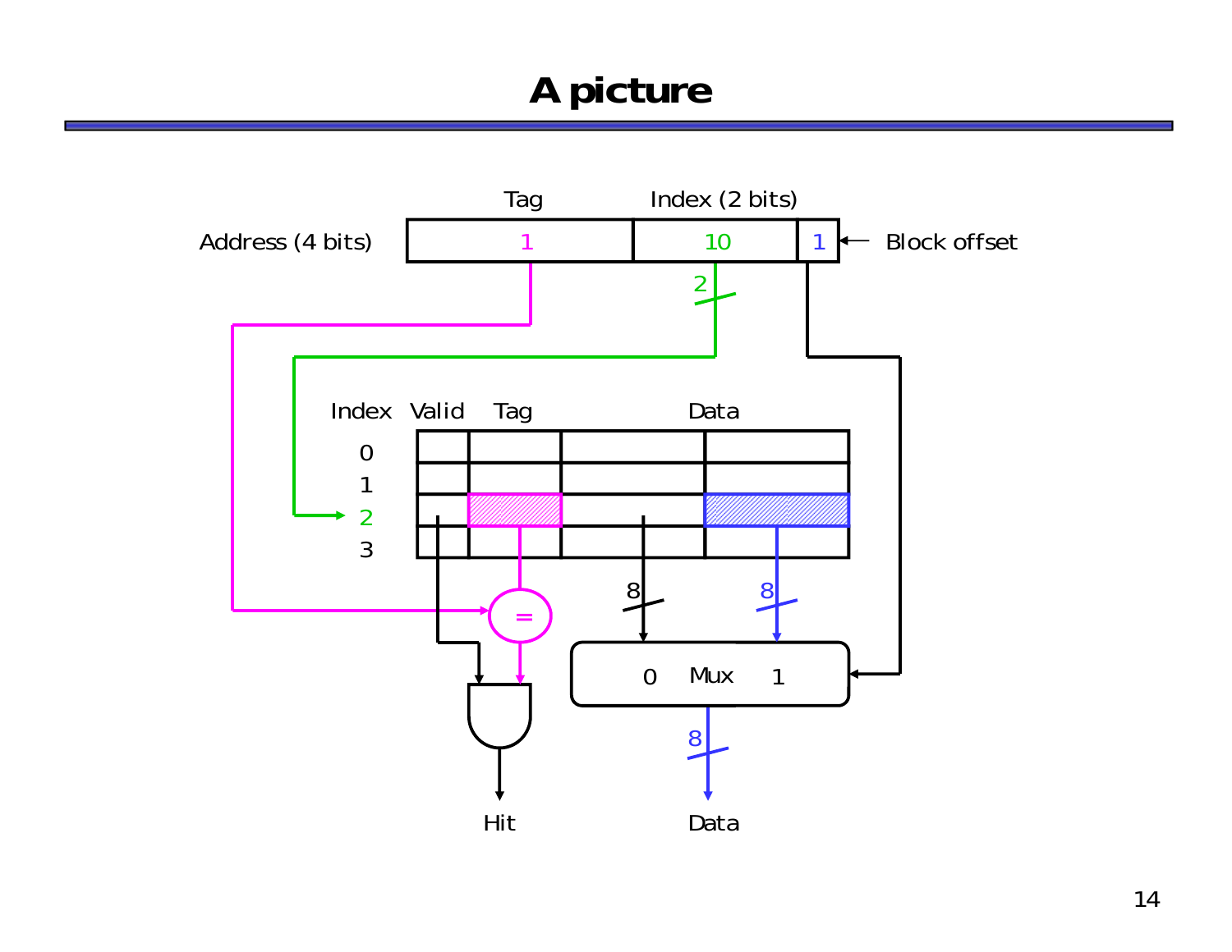# A picture

Address (4 bits)

| Tag | Index (2 bits) | Block offset |
|---|---|---|
| 1 | 10 | 1 |

| Index | Valid | Tag | Data | |
|---|---|---|---|---|
| 0 | | | | |
| 1 | | | | |
| 2 | | | | |
| 3 | | | | |

=

0 Mux 1

8

8

8

2

Hit

Data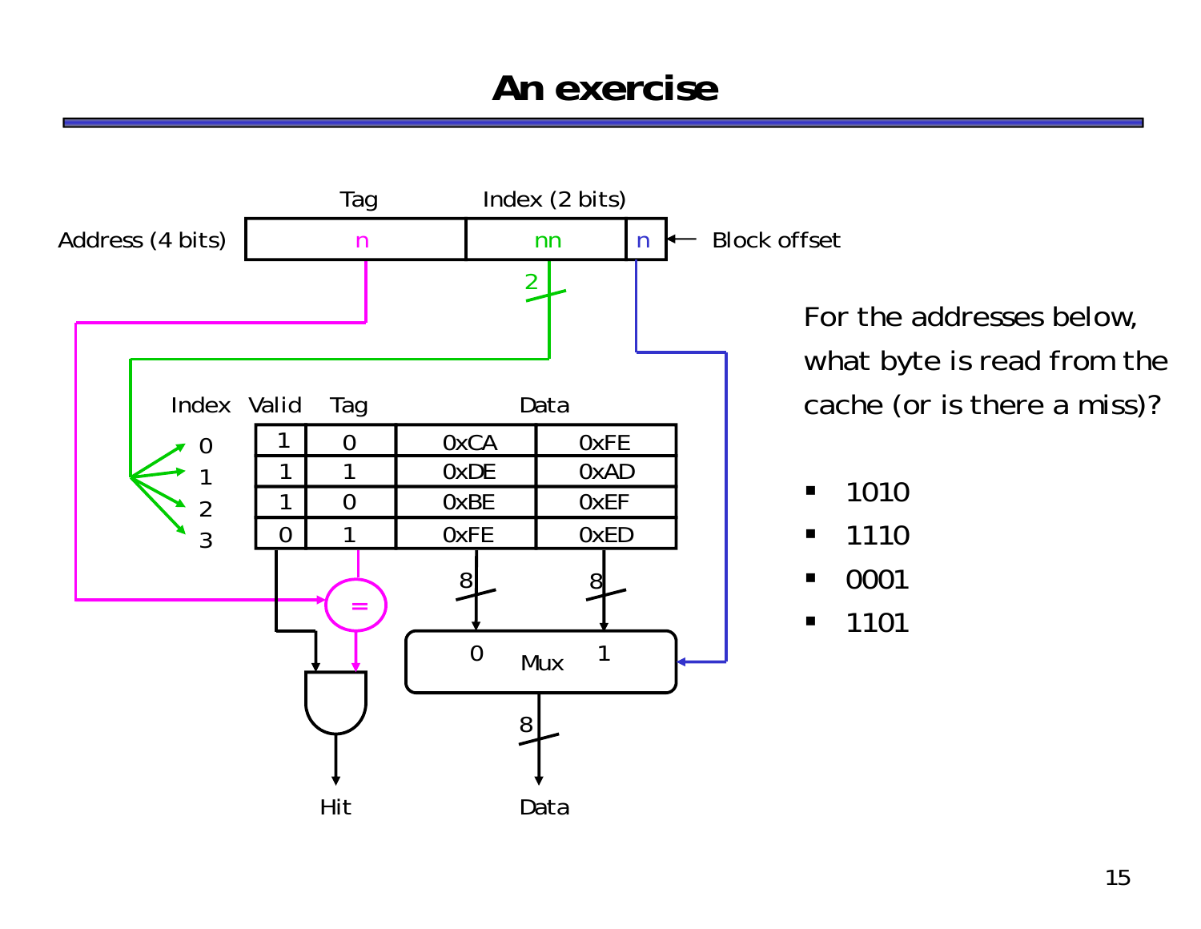# An exercise

Address (4 bits): Tag (n) | Index (2 bits) (nn) | Block offset (n)

| Index | Valid | Tag | Data | |
|---|---|---|---|---|
| 0 | 1 | 0 | 0xCA | 0xFE |
| 1 | 1 | 1 | 0xDE | 0xAD |
| 2 | 1 | 0 | 0xBE | 0xEF |
| 3 | 0 | 1 | 0xFE | 0xED |

Hit

Data

For the addresses below, what byte is read from the cache (or is there a miss)?

- 1010
- 1110
- 0001
- 1101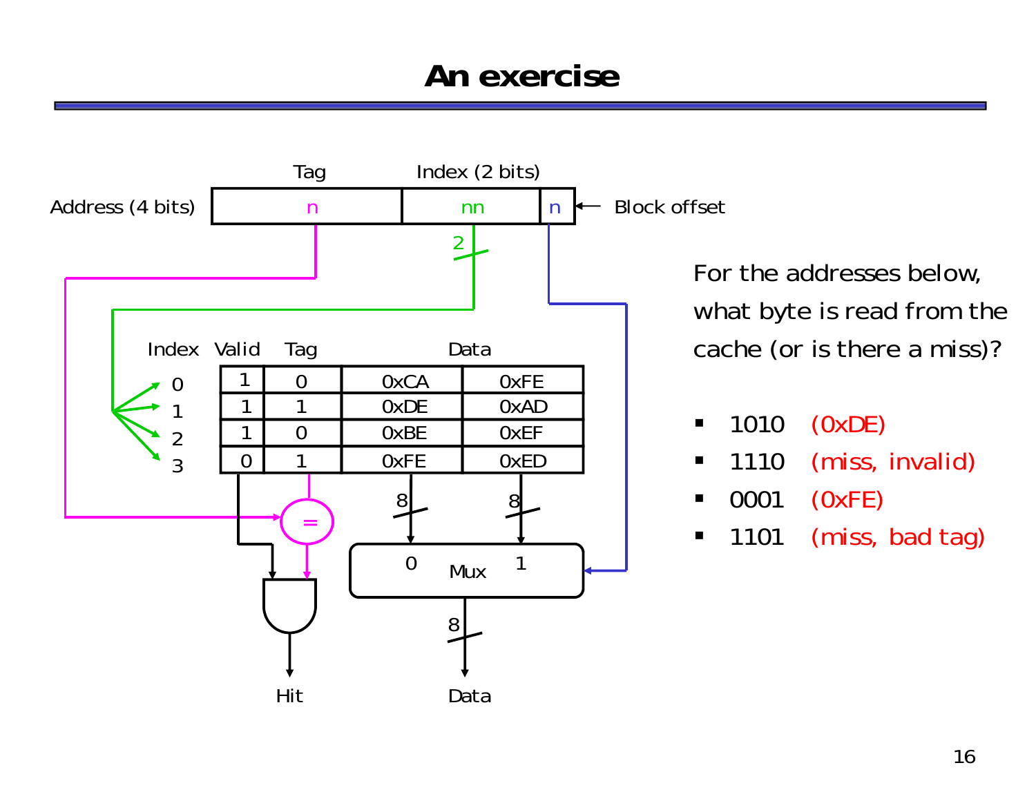# An exercise

Address (4 bits): Tag (n) | Index (2 bits) (nn) | Block offset (n)

| Index | Valid | Tag | Data | |
|---|---|---|---|---|
| 0 | 1 | 0 | 0xCA | 0xFE |
| 1 | 1 | 1 | 0xDE | 0xAD |
| 2 | 1 | 0 | 0xBE | 0xEF |
| 3 | 0 | 1 | 0xFE | 0xED |

For the addresses below, what byte is read from the cache (or is there a miss)?

- 1010 (0xDE)
- 1110 (miss, invalid)
- 0001 (0xFE)
- 1101 (miss, bad tag)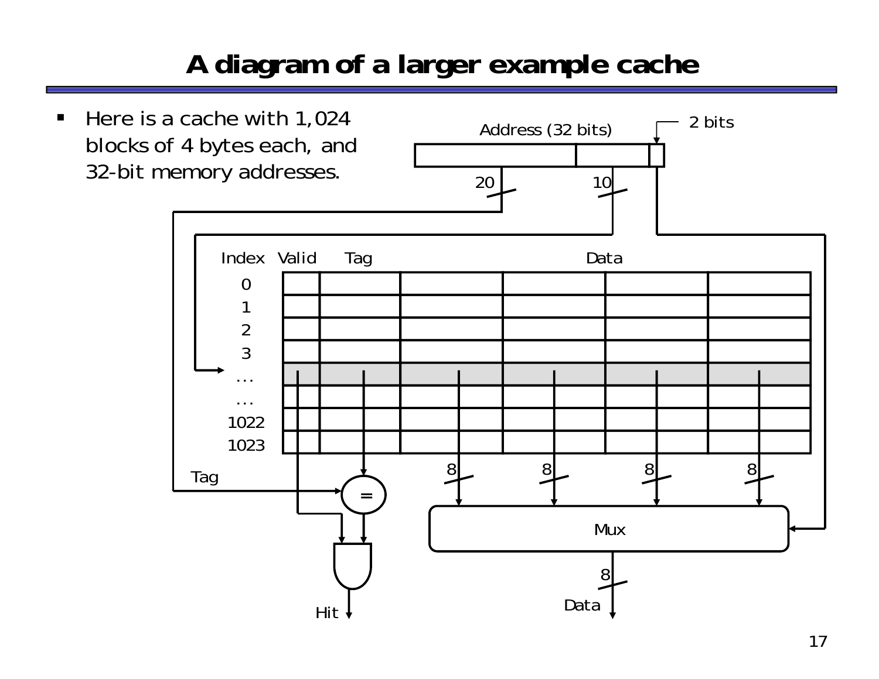# A diagram of a larger example cache

- Here is a cache with 1,024 blocks of 4 bytes each, and 32-bit memory addresses.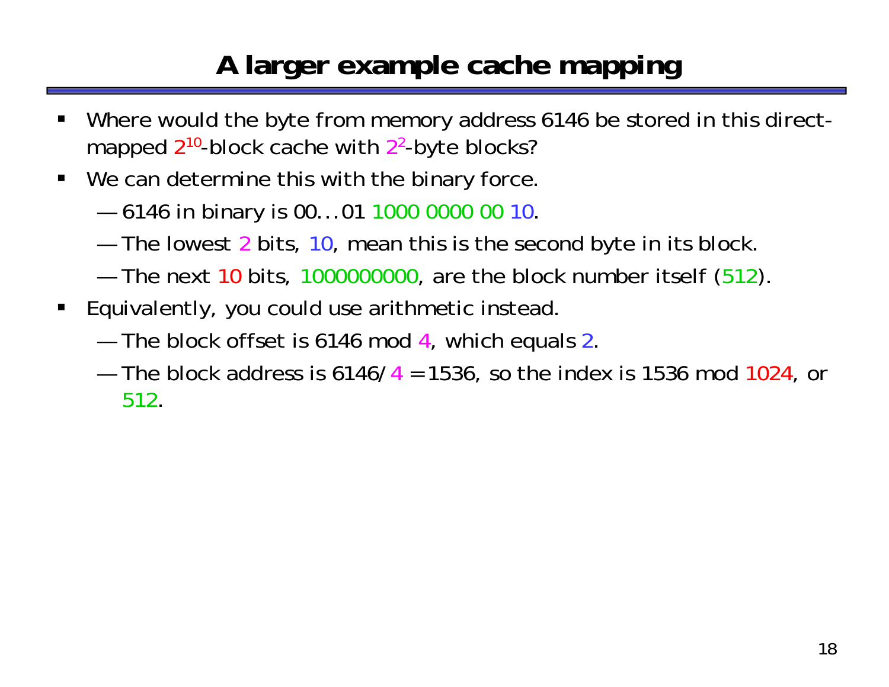# A larger example cache mapping

- Where would the byte from memory address 6146 be stored in this direct-mapped $2^{10}$-block cache with $2^{2}$-byte blocks?
- We can determine this with the binary force.
  - 6146 in binary is 00...01 1000 0000 00 10.
  - The lowest 2 bits, 10, mean this is the second byte in its block.
  - The next 10 bits, 1000000000, are the block number itself (512).
- Equivalently, you could use arithmetic instead.
  - The block offset is 6146 mod 4, which equals 2.
  - The block address is 6146/4 = 1536, so the index is 1536 mod 1024, or 512.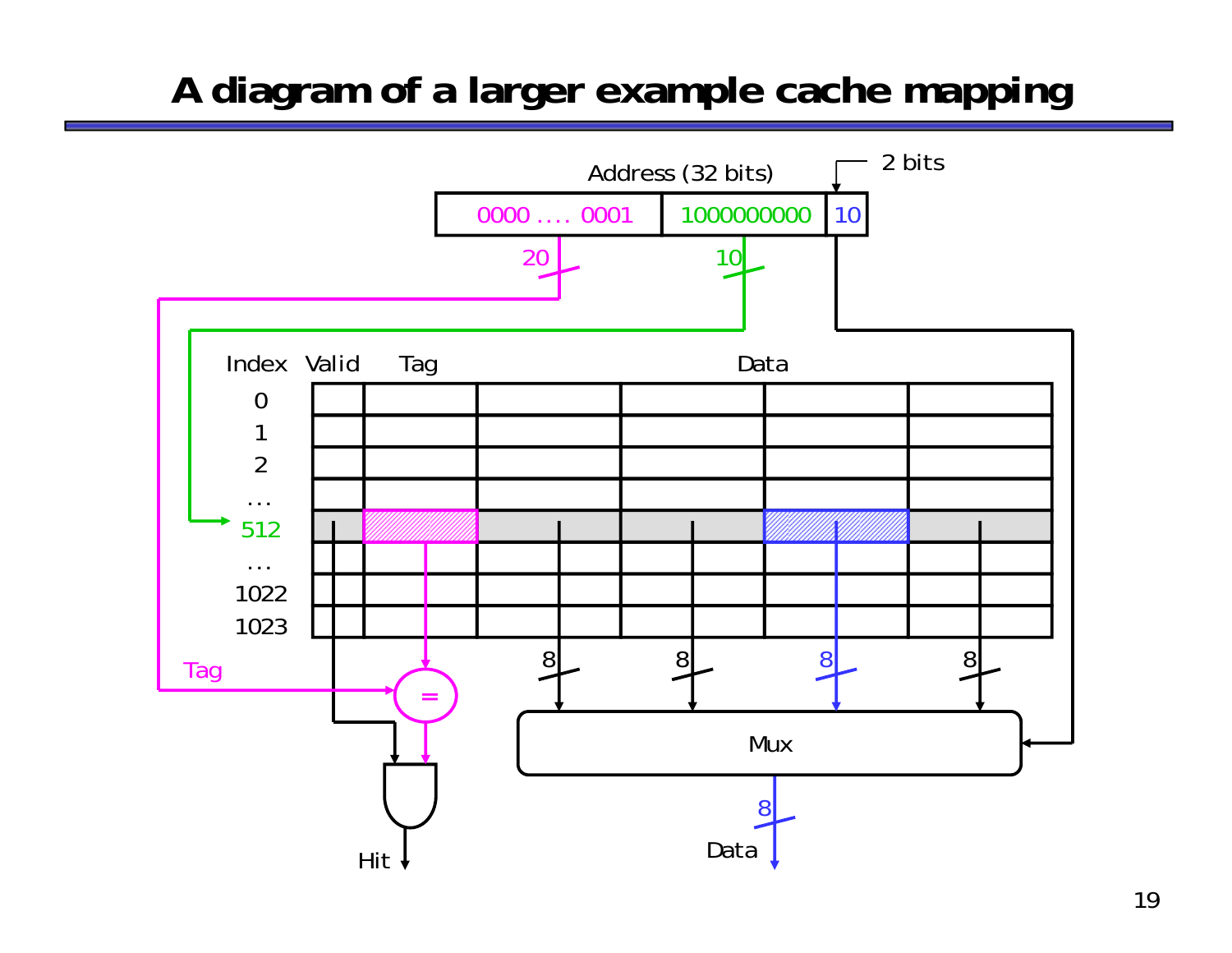# A diagram of a larger example cache mapping

Address (32 bits)

| 0000 .... 0001 | 1000000000 | 10 |
|---|---|---|

20 | 10 | 2 bits

| Index | Valid | Tag | Data | | | |
|---|---|---|---|---|---|---|
| 0 | | | | | | |
| 1 | | | | | | |
| 2 | | | | | | |
| ... | | | | | | |
| 512 | | | | | | |
| ... | | | | | | |
| 1022 | | | | | | |
| 1023 | | | | | | |

Tag → = → Hit

8 8 8 8 → Mux → 8 → Data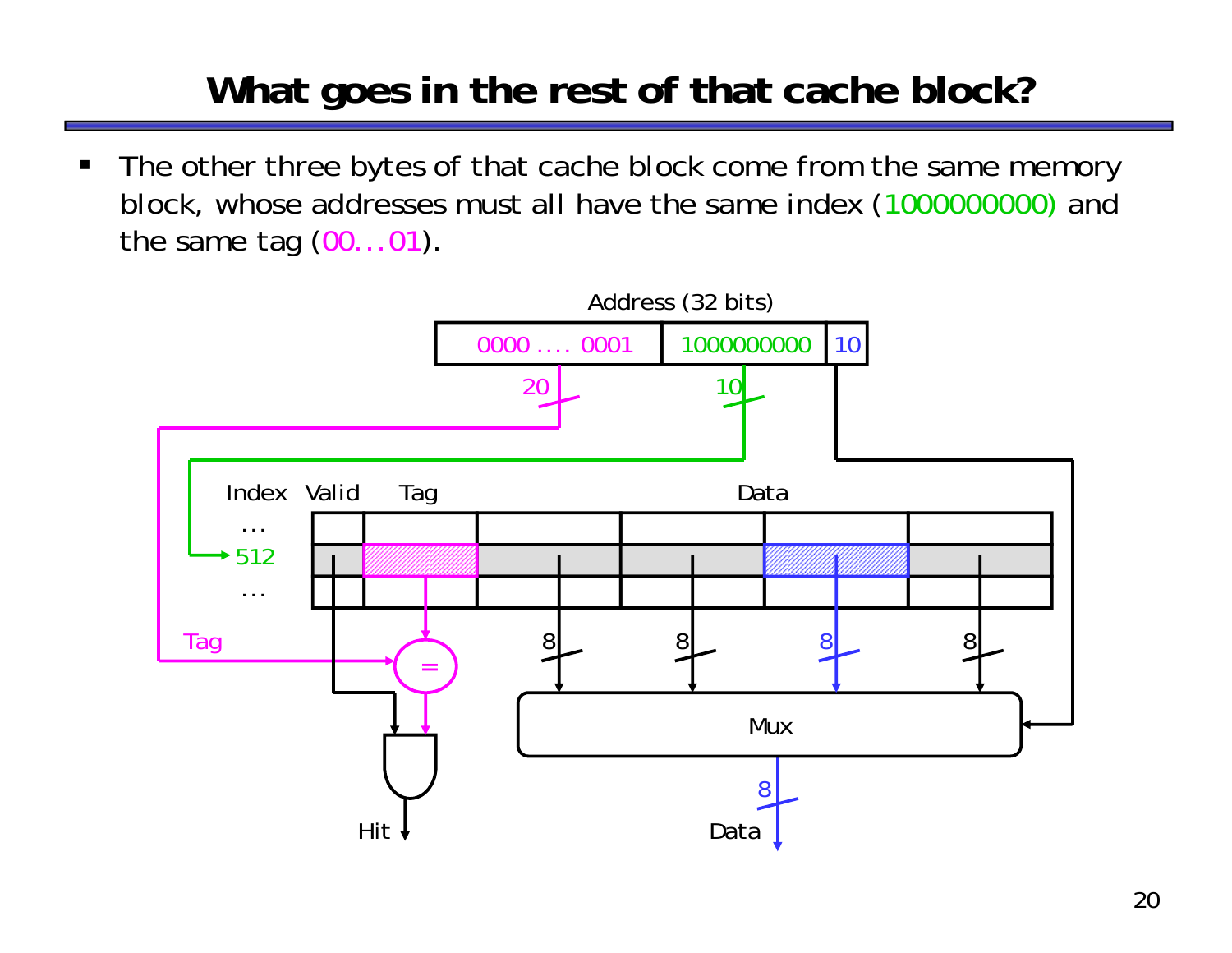# What goes in the rest of that cache block?

- The other three bytes of that cache block come from the same memory block, whose addresses must all have the same index (1000000000) and the same tag (00...01).

Address (32 bits)

| 0000 .... 0001 | 1000000000 | 10 |
|---|---|---|

20 | 10

| Index | Valid | Tag | Data | | | |
|---|---|---|---|---|---|---|
| ... | | | | | | |
| 512 | | | | | | |
| ... | | | | | | |

Tag, =, 8, 8, 8, 8, Mux, 8, Hit, Data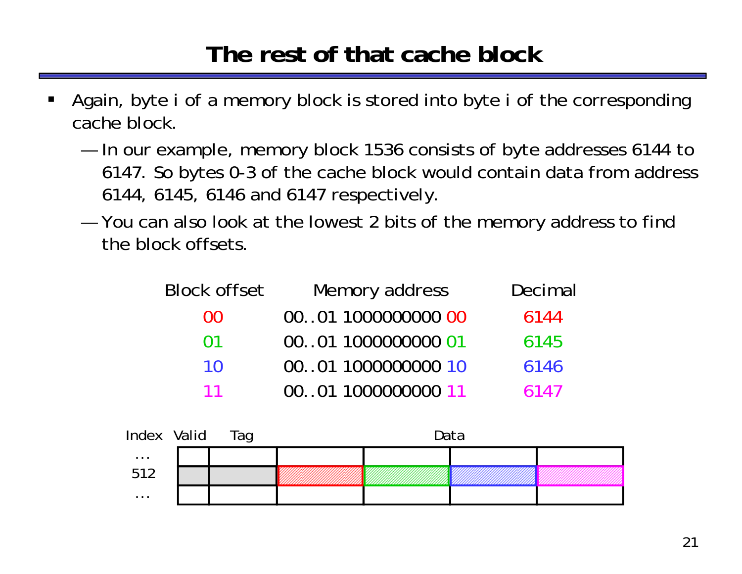# The rest of that cache block

- Again, byte i of a memory block is stored into byte i of the corresponding cache block.
  - In our example, memory block 1536 consists of byte addresses 6144 to 6147. So bytes 0-3 of the cache block would contain data from address 6144, 6145, 6146 and 6147 respectively.
  - You can also look at the lowest 2 bits of the memory address to find the block offsets.

| Block offset | Memory address | Decimal |
|---|---|---|
| 00 | 00..01 1000000000 00 | 6144 |
| 01 | 00..01 1000000000 01 | 6145 |
| 10 | 00..01 1000000000 10 | 6146 |
| 11 | 00..01 1000000000 11 | 6147 |

| Index | Valid | Tag | Data | | | |
|---|---|---|---|---|---|---|
| ... | | | | | | |
| 512 | | | | | | |
| ... | | | | | | |